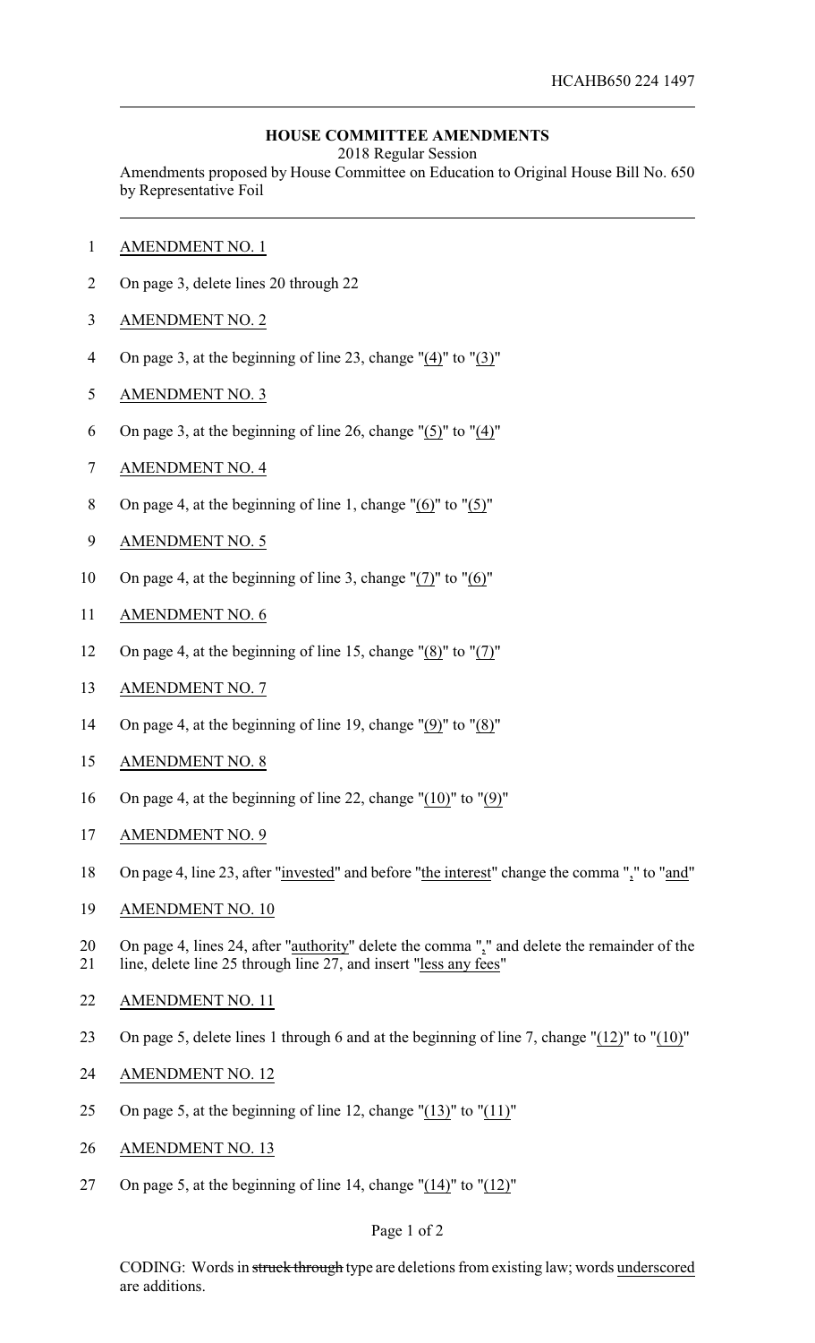HCAHB650 224 1497

## HOUSE COMMITTEE AMENDMENTS

2018 Regular Session

Amendments proposed by House Committee on Education to Original House Bill No. 650 by Representative Foil

AMENDMENT NO. 1

On page 3, delete lines 20 through 22

AMENDMENT NO. 2

On page 3, at the beginning of line 23, change "(4)" to "(3)"

AMENDMENT NO. 3

On page 3, at the beginning of line 26, change "(5)" to "(4)"

AMENDMENT NO. 4

On page 4, at the beginning of line 1, change "(6)" to "(5)"

AMENDMENT NO. 5

On page 4, at the beginning of line 3, change "(7)" to "(6)"

AMENDMENT NO. 6

On page 4, at the beginning of line 15, change "(8)" to "(7)"

AMENDMENT NO. 7

On page 4, at the beginning of line 19, change "(9)" to "(8)"

AMENDMENT NO. 8

On page 4, at the beginning of line 22, change "(10)" to "(9)"

AMENDMENT NO. 9

On page 4, line 23, after "invested" and before "the interest" change the comma "," to "and"

AMENDMENT NO. 10

On page 4, lines 24, after "authority" delete the comma "," and delete the remainder of the line, delete line 25 through line 27, and insert "less any fees"

AMENDMENT NO. 11

On page 5, delete lines 1 through 6 and at the beginning of line 7, change "(12)" to "(10)"

AMENDMENT NO. 12

On page 5, at the beginning of line 12, change "(13)" to "(11)"

AMENDMENT NO. 13

On page 5, at the beginning of line 14, change "(14)" to "(12)"

CODING: Words in ~~struck through~~ type are deletions from existing law; words underscored are additions.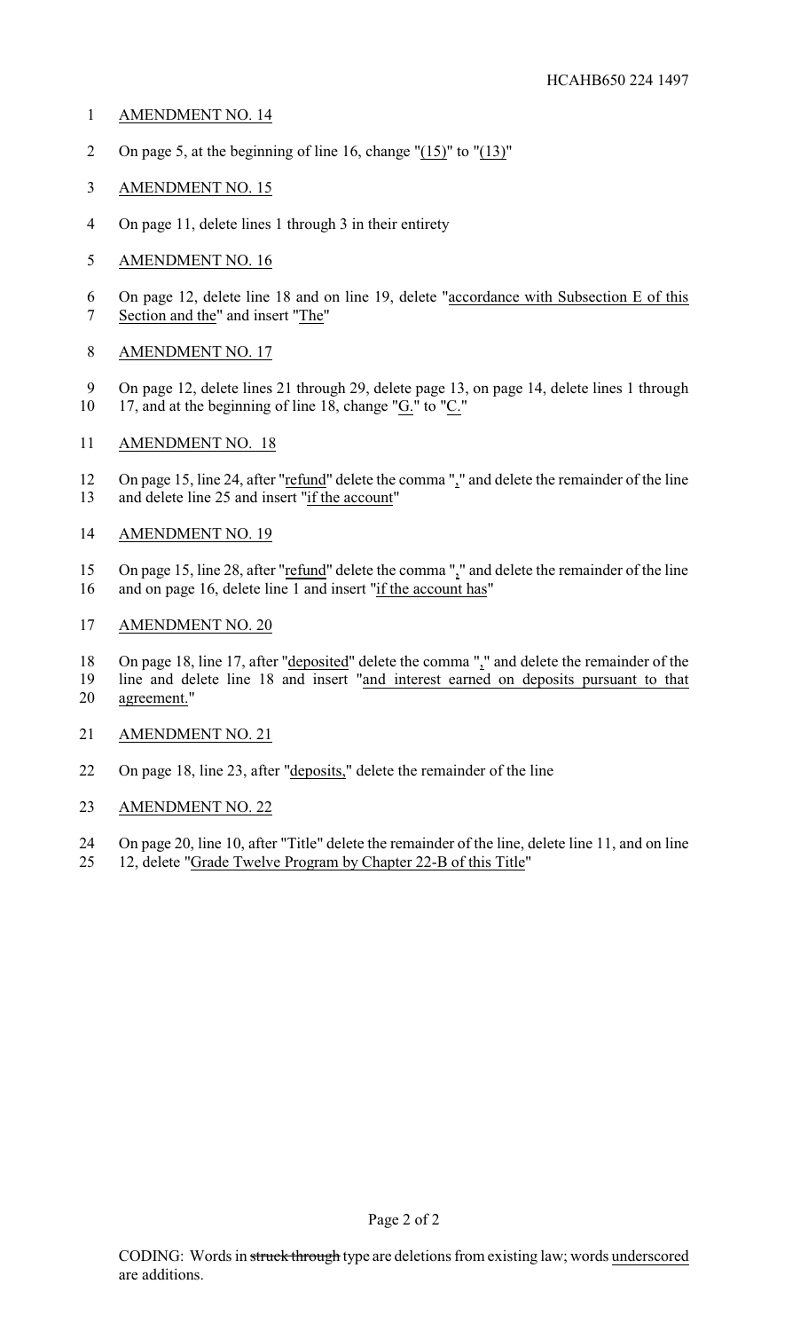AMENDMENT NO. 14

On page 5, at the beginning of line 16, change "(15)" to "(13)"

AMENDMENT NO. 15

On page 11, delete lines 1 through 3 in their entirety

AMENDMENT NO. 16

On page 12, delete line 18 and on line 19, delete "accordance with Subsection E of this Section and the" and insert "The"

AMENDMENT NO. 17

On page 12, delete lines 21 through 29, delete page 13, on page 14, delete lines 1 through 17, and at the beginning of line 18, change "G." to "C."

AMENDMENT NO. 18

On page 15, line 24, after "refund" delete the comma "," and delete the remainder of the line and delete line 25 and insert "if the account"

AMENDMENT NO. 19

On page 15, line 28, after "refund" delete the comma "," and delete the remainder of the line and on page 16, delete line 1 and insert "if the account has"

AMENDMENT NO. 20

On page 18, line 17, after "deposited" delete the comma "," and delete the remainder of the line and delete line 18 and insert "and interest earned on deposits pursuant to that agreement."

AMENDMENT NO. 21

On page 18, line 23, after "deposits," delete the remainder of the line

AMENDMENT NO. 22

On page 20, line 10, after "Title" delete the remainder of the line, delete line 11, and on line 12, delete "Grade Twelve Program by Chapter 22-B of this Title"

CODING: Words in struck through type are deletions from existing law; words underscored are additions.